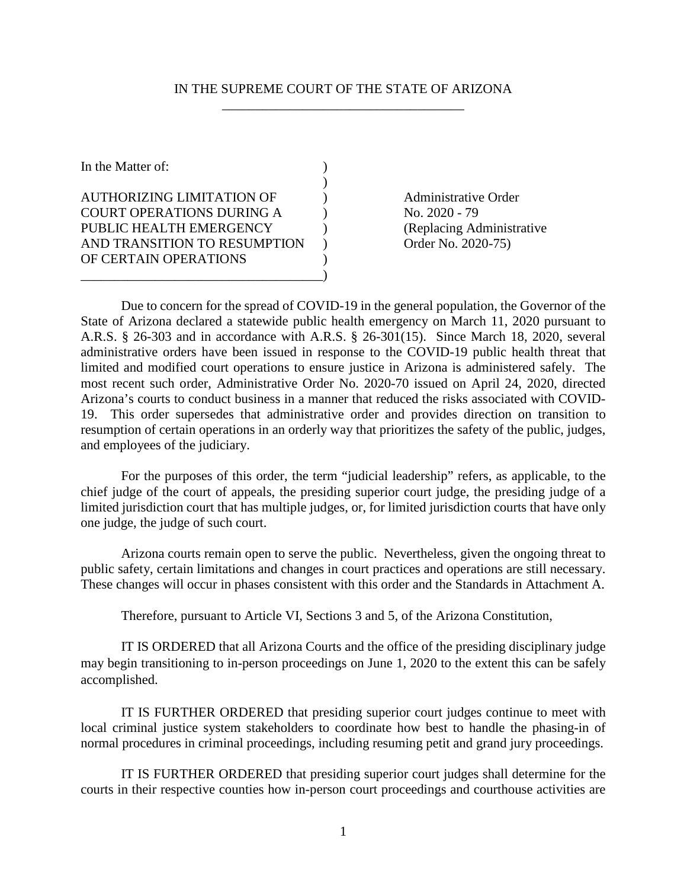IN THE SUPREME COURT OF THE STATE OF ARIZONA

| In the Matter of: | |
|---|---|
| AUTHORIZING LIMITATION OF COURT OPERATIONS DURING A PUBLIC HEALTH EMERGENCY AND TRANSITION TO RESUMPTION OF CERTAIN OPERATIONS | Administrative Order No. 2020 - 79 (Replacing Administrative Order No. 2020-75) |

Due to concern for the spread of COVID-19 in the general population, the Governor of the State of Arizona declared a statewide public health emergency on March 11, 2020 pursuant to A.R.S. § 26-303 and in accordance with A.R.S. § 26-301(15). Since March 18, 2020, several administrative orders have been issued in response to the COVID-19 public health threat that limited and modified court operations to ensure justice in Arizona is administered safely. The most recent such order, Administrative Order No. 2020-70 issued on April 24, 2020, directed Arizona's courts to conduct business in a manner that reduced the risks associated with COVID-19. This order supersedes that administrative order and provides direction on transition to resumption of certain operations in an orderly way that prioritizes the safety of the public, judges, and employees of the judiciary.

For the purposes of this order, the term "judicial leadership" refers, as applicable, to the chief judge of the court of appeals, the presiding superior court judge, the presiding judge of a limited jurisdiction court that has multiple judges, or, for limited jurisdiction courts that have only one judge, the judge of such court.

Arizona courts remain open to serve the public. Nevertheless, given the ongoing threat to public safety, certain limitations and changes in court practices and operations are still necessary. These changes will occur in phases consistent with this order and the Standards in Attachment A.

Therefore, pursuant to Article VI, Sections 3 and 5, of the Arizona Constitution,

IT IS ORDERED that all Arizona Courts and the office of the presiding disciplinary judge may begin transitioning to in-person proceedings on June 1, 2020 to the extent this can be safely accomplished.

IT IS FURTHER ORDERED that presiding superior court judges continue to meet with local criminal justice system stakeholders to coordinate how best to handle the phasing-in of normal procedures in criminal proceedings, including resuming petit and grand jury proceedings.

IT IS FURTHER ORDERED that presiding superior court judges shall determine for the courts in their respective counties how in-person court proceedings and courthouse activities are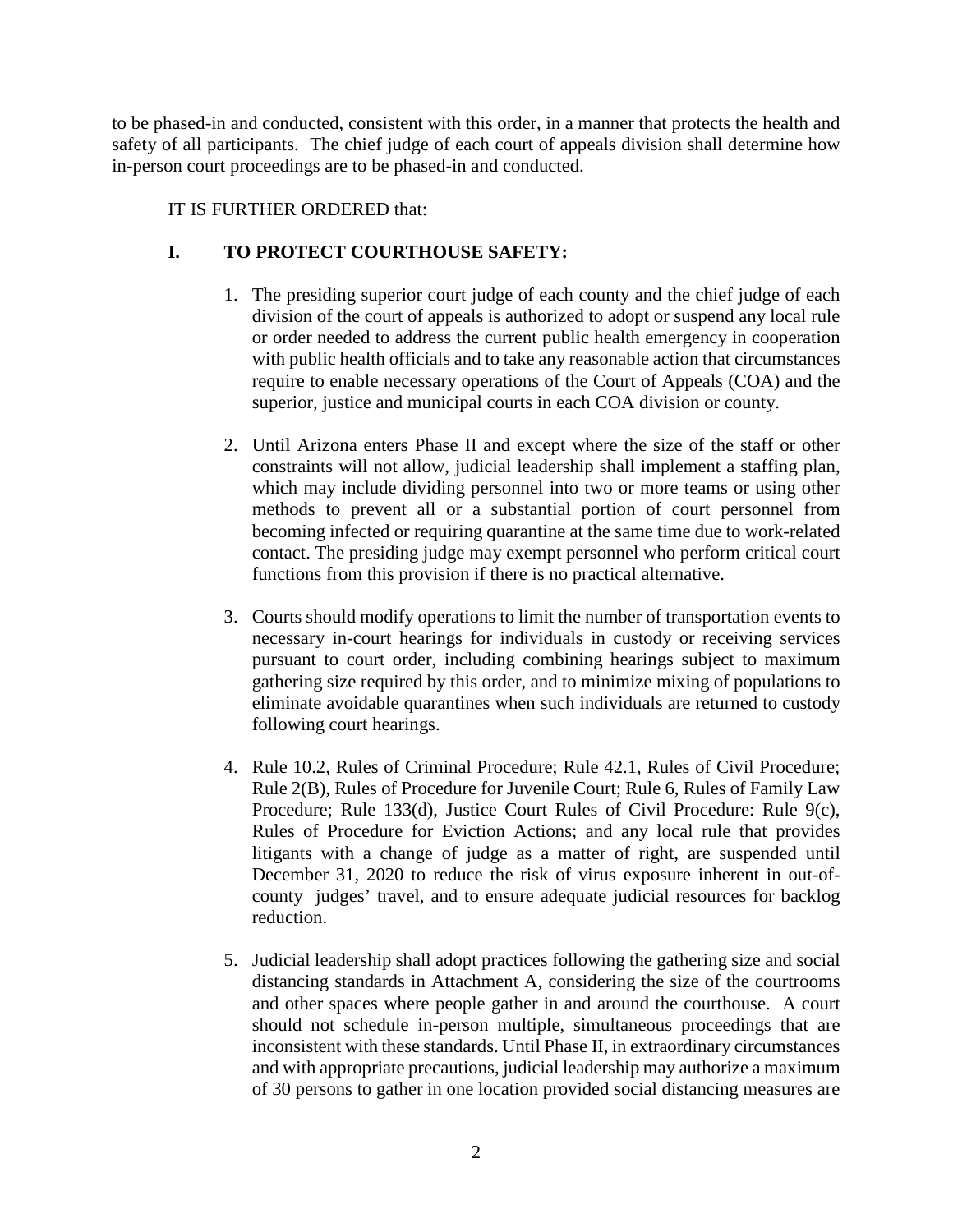to be phased-in and conducted, consistent with this order, in a manner that protects the health and safety of all participants. The chief judge of each court of appeals division shall determine how in-person court proceedings are to be phased-in and conducted.

IT IS FURTHER ORDERED that:

## I. TO PROTECT COURTHOUSE SAFETY:

1. The presiding superior court judge of each county and the chief judge of each division of the court of appeals is authorized to adopt or suspend any local rule or order needed to address the current public health emergency in cooperation with public health officials and to take any reasonable action that circumstances require to enable necessary operations of the Court of Appeals (COA) and the superior, justice and municipal courts in each COA division or county.

2. Until Arizona enters Phase II and except where the size of the staff or other constraints will not allow, judicial leadership shall implement a staffing plan, which may include dividing personnel into two or more teams or using other methods to prevent all or a substantial portion of court personnel from becoming infected or requiring quarantine at the same time due to work-related contact. The presiding judge may exempt personnel who perform critical court functions from this provision if there is no practical alternative.

3. Courts should modify operations to limit the number of transportation events to necessary in-court hearings for individuals in custody or receiving services pursuant to court order, including combining hearings subject to maximum gathering size required by this order, and to minimize mixing of populations to eliminate avoidable quarantines when such individuals are returned to custody following court hearings.

4. Rule 10.2, Rules of Criminal Procedure; Rule 42.1, Rules of Civil Procedure; Rule 2(B), Rules of Procedure for Juvenile Court; Rule 6, Rules of Family Law Procedure; Rule 133(d), Justice Court Rules of Civil Procedure: Rule 9(c), Rules of Procedure for Eviction Actions; and any local rule that provides litigants with a change of judge as a matter of right, are suspended until December 31, 2020 to reduce the risk of virus exposure inherent in out-of-county judges' travel, and to ensure adequate judicial resources for backlog reduction.

5. Judicial leadership shall adopt practices following the gathering size and social distancing standards in Attachment A, considering the size of the courtrooms and other spaces where people gather in and around the courthouse. A court should not schedule in-person multiple, simultaneous proceedings that are inconsistent with these standards. Until Phase II, in extraordinary circumstances and with appropriate precautions, judicial leadership may authorize a maximum of 30 persons to gather in one location provided social distancing measures are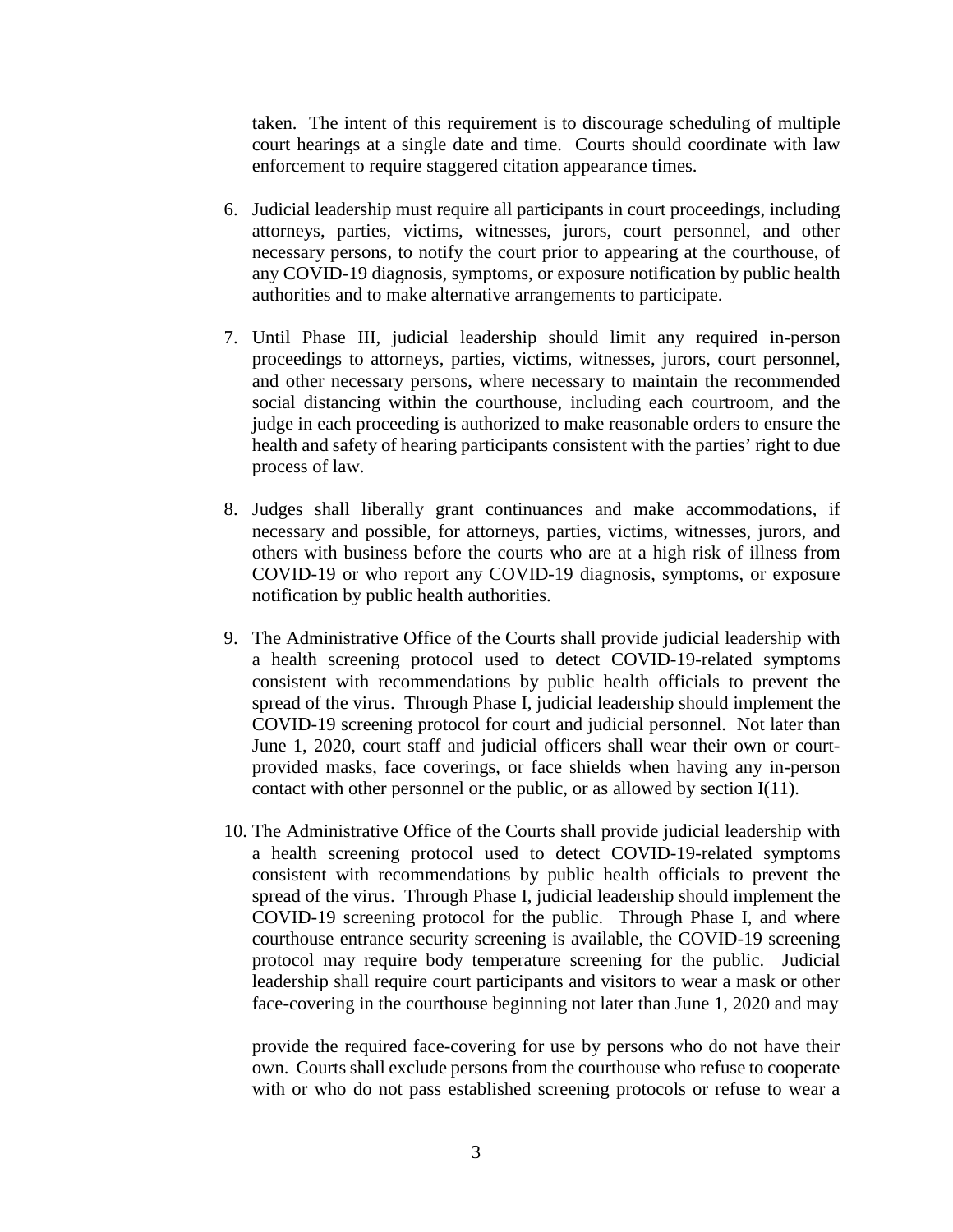taken. The intent of this requirement is to discourage scheduling of multiple court hearings at a single date and time. Courts should coordinate with law enforcement to require staggered citation appearance times.

6. Judicial leadership must require all participants in court proceedings, including attorneys, parties, victims, witnesses, jurors, court personnel, and other necessary persons, to notify the court prior to appearing at the courthouse, of any COVID-19 diagnosis, symptoms, or exposure notification by public health authorities and to make alternative arrangements to participate.

7. Until Phase III, judicial leadership should limit any required in-person proceedings to attorneys, parties, victims, witnesses, jurors, court personnel, and other necessary persons, where necessary to maintain the recommended social distancing within the courthouse, including each courtroom, and the judge in each proceeding is authorized to make reasonable orders to ensure the health and safety of hearing participants consistent with the parties' right to due process of law.

8. Judges shall liberally grant continuances and make accommodations, if necessary and possible, for attorneys, parties, victims, witnesses, jurors, and others with business before the courts who are at a high risk of illness from COVID-19 or who report any COVID-19 diagnosis, symptoms, or exposure notification by public health authorities.

9. The Administrative Office of the Courts shall provide judicial leadership with a health screening protocol used to detect COVID-19-related symptoms consistent with recommendations by public health officials to prevent the spread of the virus. Through Phase I, judicial leadership should implement the COVID-19 screening protocol for court and judicial personnel. Not later than June 1, 2020, court staff and judicial officers shall wear their own or court-provided masks, face coverings, or face shields when having any in-person contact with other personnel or the public, or as allowed by section I(11).

10. The Administrative Office of the Courts shall provide judicial leadership with a health screening protocol used to detect COVID-19-related symptoms consistent with recommendations by public health officials to prevent the spread of the virus. Through Phase I, judicial leadership should implement the COVID-19 screening protocol for the public. Through Phase I, and where courthouse entrance security screening is available, the COVID-19 screening protocol may require body temperature screening for the public. Judicial leadership shall require court participants and visitors to wear a mask or other face-covering in the courthouse beginning not later than June 1, 2020 and may provide the required face-covering for use by persons who do not have their own. Courts shall exclude persons from the courthouse who refuse to cooperate with or who do not pass established screening protocols or refuse to wear a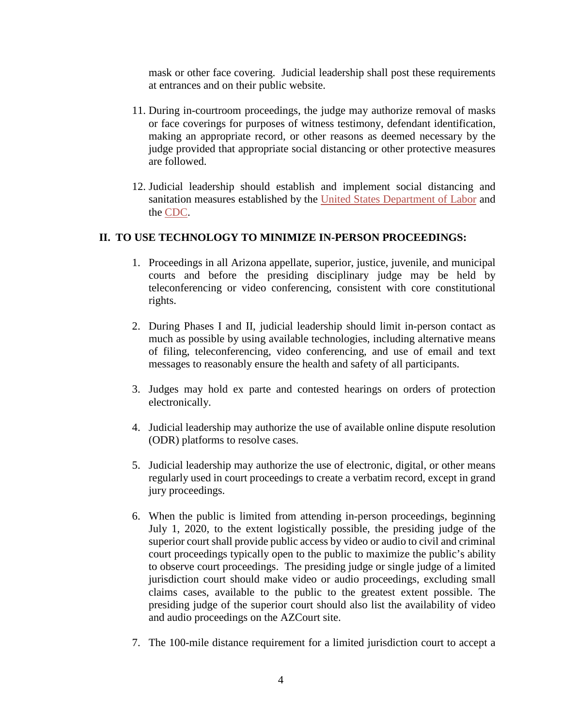mask or other face covering. Judicial leadership shall post these requirements at entrances and on their public website.

11. During in-courtroom proceedings, the judge may authorize removal of masks or face coverings for purposes of witness testimony, defendant identification, making an appropriate record, or other reasons as deemed necessary by the judge provided that appropriate social distancing or other protective measures are followed.

12. Judicial leadership should establish and implement social distancing and sanitation measures established by the United States Department of Labor and the CDC.

## II. TO USE TECHNOLOGY TO MINIMIZE IN-PERSON PROCEEDINGS:

1. Proceedings in all Arizona appellate, superior, justice, juvenile, and municipal courts and before the presiding disciplinary judge may be held by teleconferencing or video conferencing, consistent with core constitutional rights.

2. During Phases I and II, judicial leadership should limit in-person contact as much as possible by using available technologies, including alternative means of filing, teleconferencing, video conferencing, and use of email and text messages to reasonably ensure the health and safety of all participants.

3. Judges may hold ex parte and contested hearings on orders of protection electronically.

4. Judicial leadership may authorize the use of available online dispute resolution (ODR) platforms to resolve cases.

5. Judicial leadership may authorize the use of electronic, digital, or other means regularly used in court proceedings to create a verbatim record, except in grand jury proceedings.

6. When the public is limited from attending in-person proceedings, beginning July 1, 2020, to the extent logistically possible, the presiding judge of the superior court shall provide public access by video or audio to civil and criminal court proceedings typically open to the public to maximize the public's ability to observe court proceedings. The presiding judge or single judge of a limited jurisdiction court should make video or audio proceedings, excluding small claims cases, available to the public to the greatest extent possible. The presiding judge of the superior court should also list the availability of video and audio proceedings on the AZCourt site.

7. The 100-mile distance requirement for a limited jurisdiction court to accept a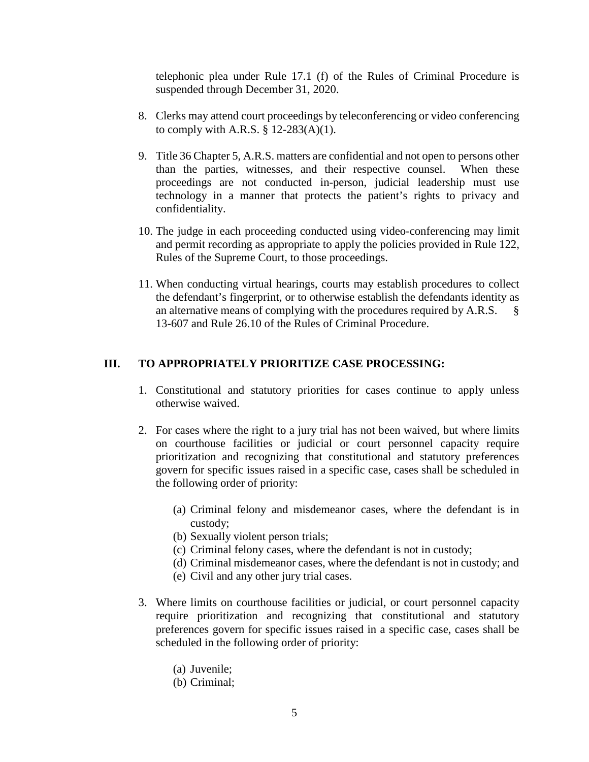telephonic plea under Rule 17.1 (f) of the Rules of Criminal Procedure is suspended through December 31, 2020.

8. Clerks may attend court proceedings by teleconferencing or video conferencing to comply with A.R.S. § 12-283(A)(1).

9. Title 36 Chapter 5, A.R.S. matters are confidential and not open to persons other than the parties, witnesses, and their respective counsel. When these proceedings are not conducted in-person, judicial leadership must use technology in a manner that protects the patient's rights to privacy and confidentiality.

10. The judge in each proceeding conducted using video-conferencing may limit and permit recording as appropriate to apply the policies provided in Rule 122, Rules of the Supreme Court, to those proceedings.

11. When conducting virtual hearings, courts may establish procedures to collect the defendant's fingerprint, or to otherwise establish the defendants identity as an alternative means of complying with the procedures required by A.R.S. § 13-607 and Rule 26.10 of the Rules of Criminal Procedure.

## III. TO APPROPRIATELY PRIORITIZE CASE PROCESSING:

1. Constitutional and statutory priorities for cases continue to apply unless otherwise waived.

2. For cases where the right to a jury trial has not been waived, but where limits on courthouse facilities or judicial or court personnel capacity require prioritization and recognizing that constitutional and statutory preferences govern for specific issues raised in a specific case, cases shall be scheduled in the following order of priority:

   (a) Criminal felony and misdemeanor cases, where the defendant is in custody;
   (b) Sexually violent person trials;
   (c) Criminal felony cases, where the defendant is not in custody;
   (d) Criminal misdemeanor cases, where the defendant is not in custody; and
   (e) Civil and any other jury trial cases.

3. Where limits on courthouse facilities or judicial, or court personnel capacity require prioritization and recognizing that constitutional and statutory preferences govern for specific issues raised in a specific case, cases shall be scheduled in the following order of priority:

   (a) Juvenile;
   (b) Criminal;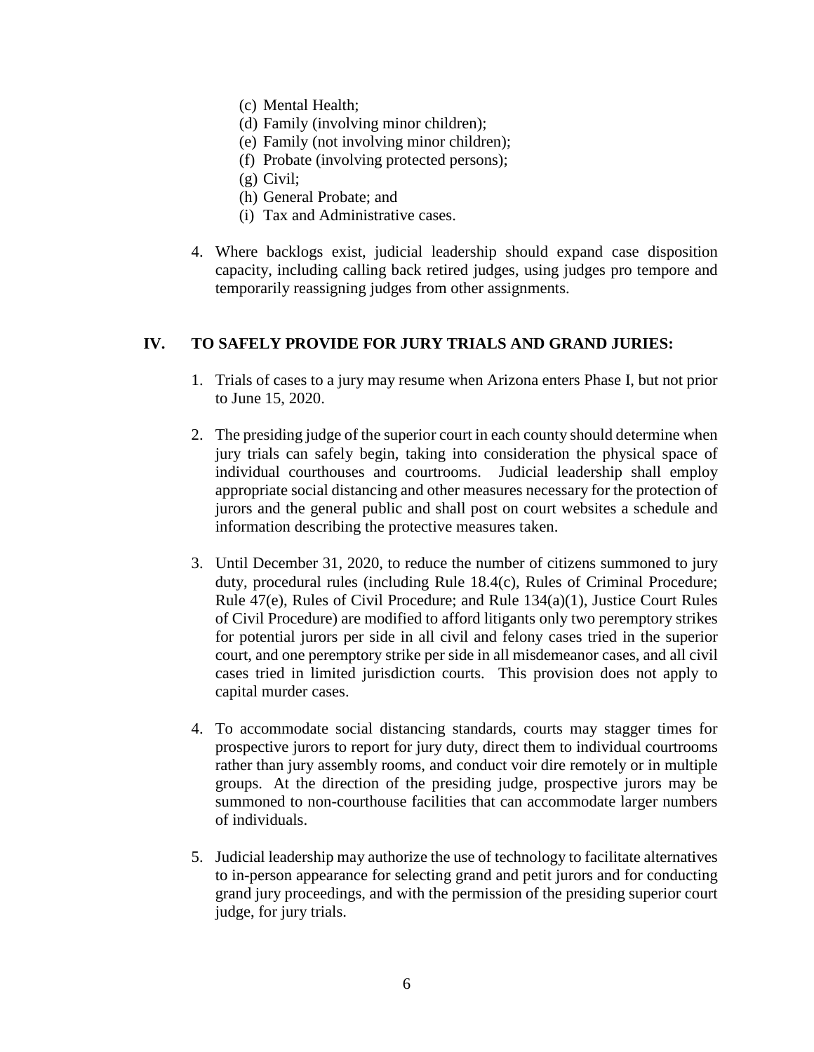(c) Mental Health;
   (d) Family (involving minor children);
   (e) Family (not involving minor children);
   (f) Probate (involving protected persons);
   (g) Civil;
   (h) General Probate; and
   (i) Tax and Administrative cases.

4. Where backlogs exist, judicial leadership should expand case disposition capacity, including calling back retired judges, using judges pro tempore and temporarily reassigning judges from other assignments.

## IV. TO SAFELY PROVIDE FOR JURY TRIALS AND GRAND JURIES:

1. Trials of cases to a jury may resume when Arizona enters Phase I, but not prior to June 15, 2020.

2. The presiding judge of the superior court in each county should determine when jury trials can safely begin, taking into consideration the physical space of individual courthouses and courtrooms. Judicial leadership shall employ appropriate social distancing and other measures necessary for the protection of jurors and the general public and shall post on court websites a schedule and information describing the protective measures taken.

3. Until December 31, 2020, to reduce the number of citizens summoned to jury duty, procedural rules (including Rule 18.4(c), Rules of Criminal Procedure; Rule 47(e), Rules of Civil Procedure; and Rule 134(a)(1), Justice Court Rules of Civil Procedure) are modified to afford litigants only two peremptory strikes for potential jurors per side in all civil and felony cases tried in the superior court, and one peremptory strike per side in all misdemeanor cases, and all civil cases tried in limited jurisdiction courts. This provision does not apply to capital murder cases.

4. To accommodate social distancing standards, courts may stagger times for prospective jurors to report for jury duty, direct them to individual courtrooms rather than jury assembly rooms, and conduct voir dire remotely or in multiple groups. At the direction of the presiding judge, prospective jurors may be summoned to non-courthouse facilities that can accommodate larger numbers of individuals.

5. Judicial leadership may authorize the use of technology to facilitate alternatives to in-person appearance for selecting grand and petit jurors and for conducting grand jury proceedings, and with the permission of the presiding superior court judge, for jury trials.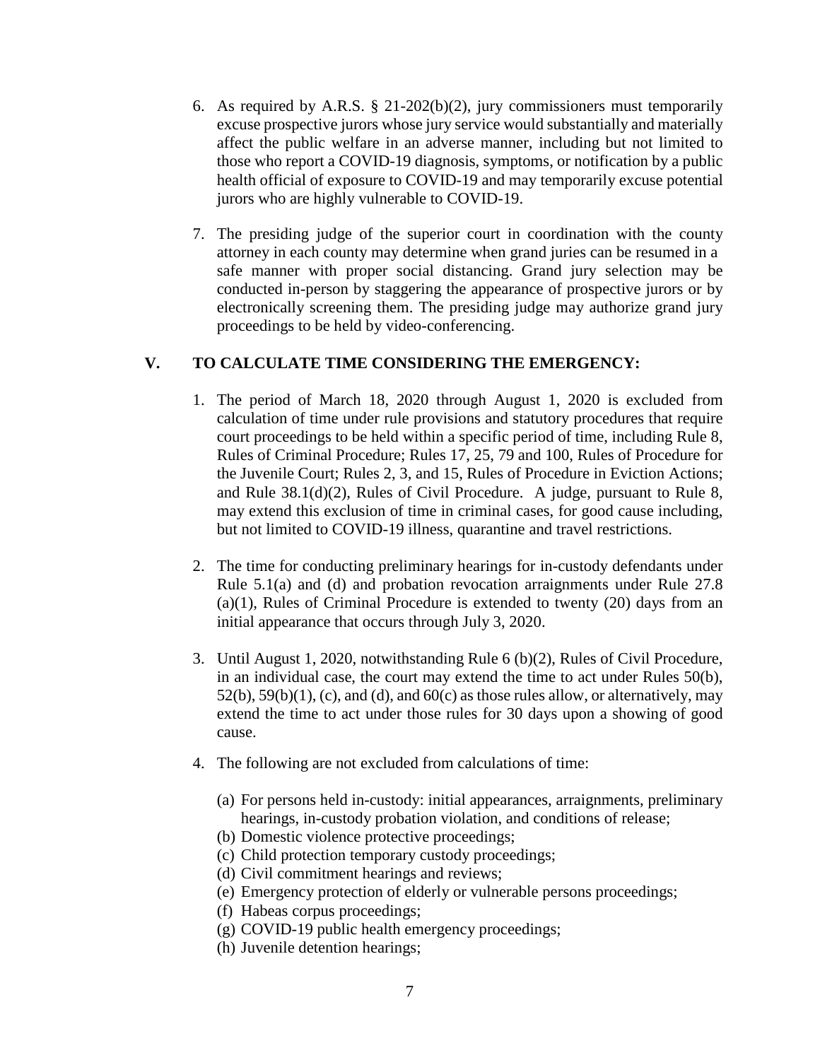6. As required by A.R.S. § 21-202(b)(2), jury commissioners must temporarily excuse prospective jurors whose jury service would substantially and materially affect the public welfare in an adverse manner, including but not limited to those who report a COVID-19 diagnosis, symptoms, or notification by a public health official of exposure to COVID-19 and may temporarily excuse potential jurors who are highly vulnerable to COVID-19.

7. The presiding judge of the superior court in coordination with the county attorney in each county may determine when grand juries can be resumed in a safe manner with proper social distancing. Grand jury selection may be conducted in-person by staggering the appearance of prospective jurors or by electronically screening them. The presiding judge may authorize grand jury proceedings to be held by video-conferencing.

## V. TO CALCULATE TIME CONSIDERING THE EMERGENCY:

1. The period of March 18, 2020 through August 1, 2020 is excluded from calculation of time under rule provisions and statutory procedures that require court proceedings to be held within a specific period of time, including Rule 8, Rules of Criminal Procedure; Rules 17, 25, 79 and 100, Rules of Procedure for the Juvenile Court; Rules 2, 3, and 15, Rules of Procedure in Eviction Actions; and Rule 38.1(d)(2), Rules of Civil Procedure. A judge, pursuant to Rule 8, may extend this exclusion of time in criminal cases, for good cause including, but not limited to COVID-19 illness, quarantine and travel restrictions.

2. The time for conducting preliminary hearings for in-custody defendants under Rule 5.1(a) and (d) and probation revocation arraignments under Rule 27.8 (a)(1), Rules of Criminal Procedure is extended to twenty (20) days from an initial appearance that occurs through July 3, 2020.

3. Until August 1, 2020, notwithstanding Rule 6 (b)(2), Rules of Civil Procedure, in an individual case, the court may extend the time to act under Rules 50(b), 52(b), 59(b)(1), (c), and (d), and 60(c) as those rules allow, or alternatively, may extend the time to act under those rules for 30 days upon a showing of good cause.

4. The following are not excluded from calculations of time:

   (a) For persons held in-custody: initial appearances, arraignments, preliminary hearings, in-custody probation violation, and conditions of release;
   (b) Domestic violence protective proceedings;
   (c) Child protection temporary custody proceedings;
   (d) Civil commitment hearings and reviews;
   (e) Emergency protection of elderly or vulnerable persons proceedings;
   (f) Habeas corpus proceedings;
   (g) COVID-19 public health emergency proceedings;
   (h) Juvenile detention hearings;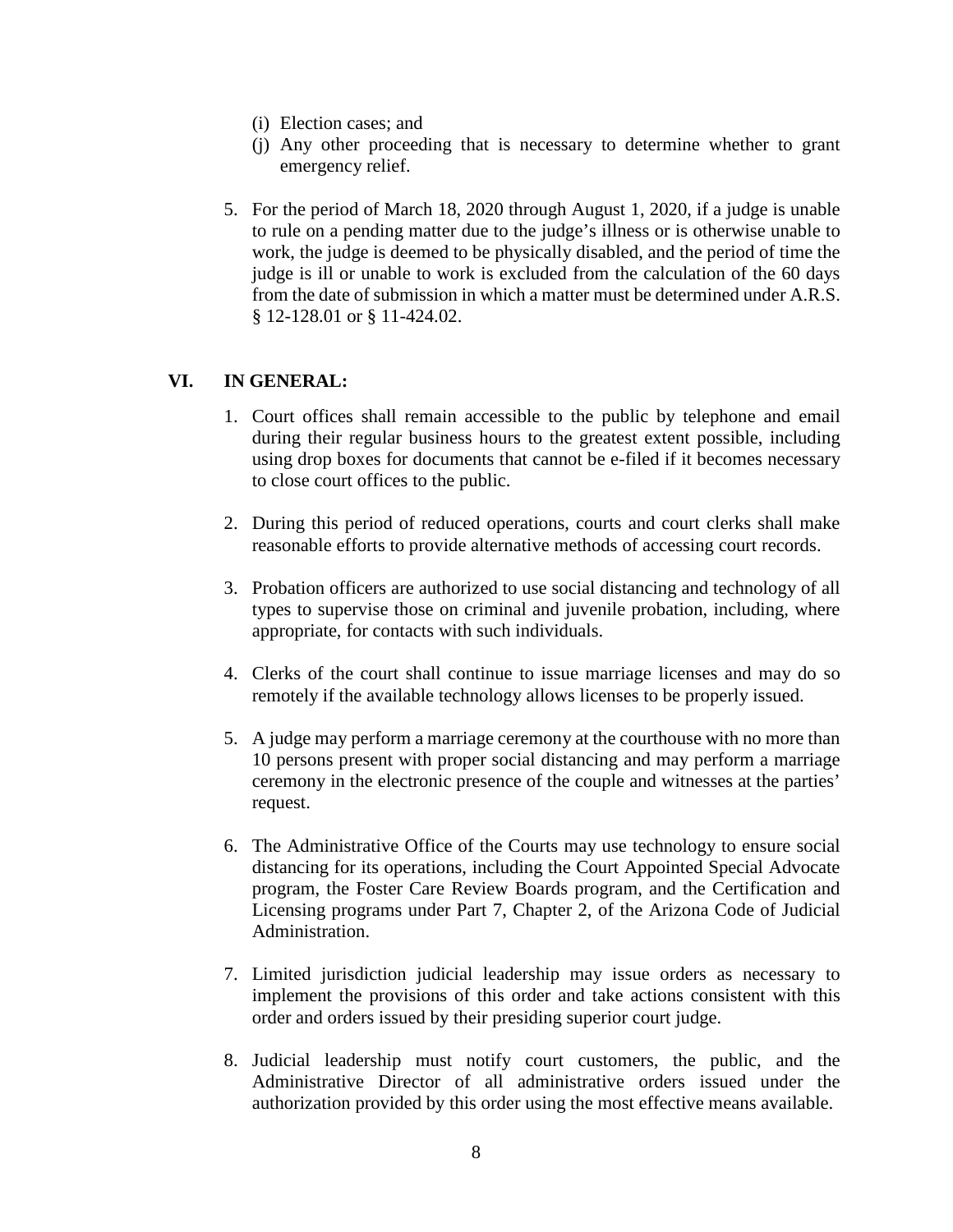(i) Election cases; and

(j) Any other proceeding that is necessary to determine whether to grant emergency relief.

5. For the period of March 18, 2020 through August 1, 2020, if a judge is unable to rule on a pending matter due to the judge's illness or is otherwise unable to work, the judge is deemed to be physically disabled, and the period of time the judge is ill or unable to work is excluded from the calculation of the 60 days from the date of submission in which a matter must be determined under A.R.S. § 12-128.01 or § 11-424.02.

## VI. IN GENERAL:

1. Court offices shall remain accessible to the public by telephone and email during their regular business hours to the greatest extent possible, including using drop boxes for documents that cannot be e-filed if it becomes necessary to close court offices to the public.

2. During this period of reduced operations, courts and court clerks shall make reasonable efforts to provide alternative methods of accessing court records.

3. Probation officers are authorized to use social distancing and technology of all types to supervise those on criminal and juvenile probation, including, where appropriate, for contacts with such individuals.

4. Clerks of the court shall continue to issue marriage licenses and may do so remotely if the available technology allows licenses to be properly issued.

5. A judge may perform a marriage ceremony at the courthouse with no more than 10 persons present with proper social distancing and may perform a marriage ceremony in the electronic presence of the couple and witnesses at the parties' request.

6. The Administrative Office of the Courts may use technology to ensure social distancing for its operations, including the Court Appointed Special Advocate program, the Foster Care Review Boards program, and the Certification and Licensing programs under Part 7, Chapter 2, of the Arizona Code of Judicial Administration.

7. Limited jurisdiction judicial leadership may issue orders as necessary to implement the provisions of this order and take actions consistent with this order and orders issued by their presiding superior court judge.

8. Judicial leadership must notify court customers, the public, and the Administrative Director of all administrative orders issued under the authorization provided by this order using the most effective means available.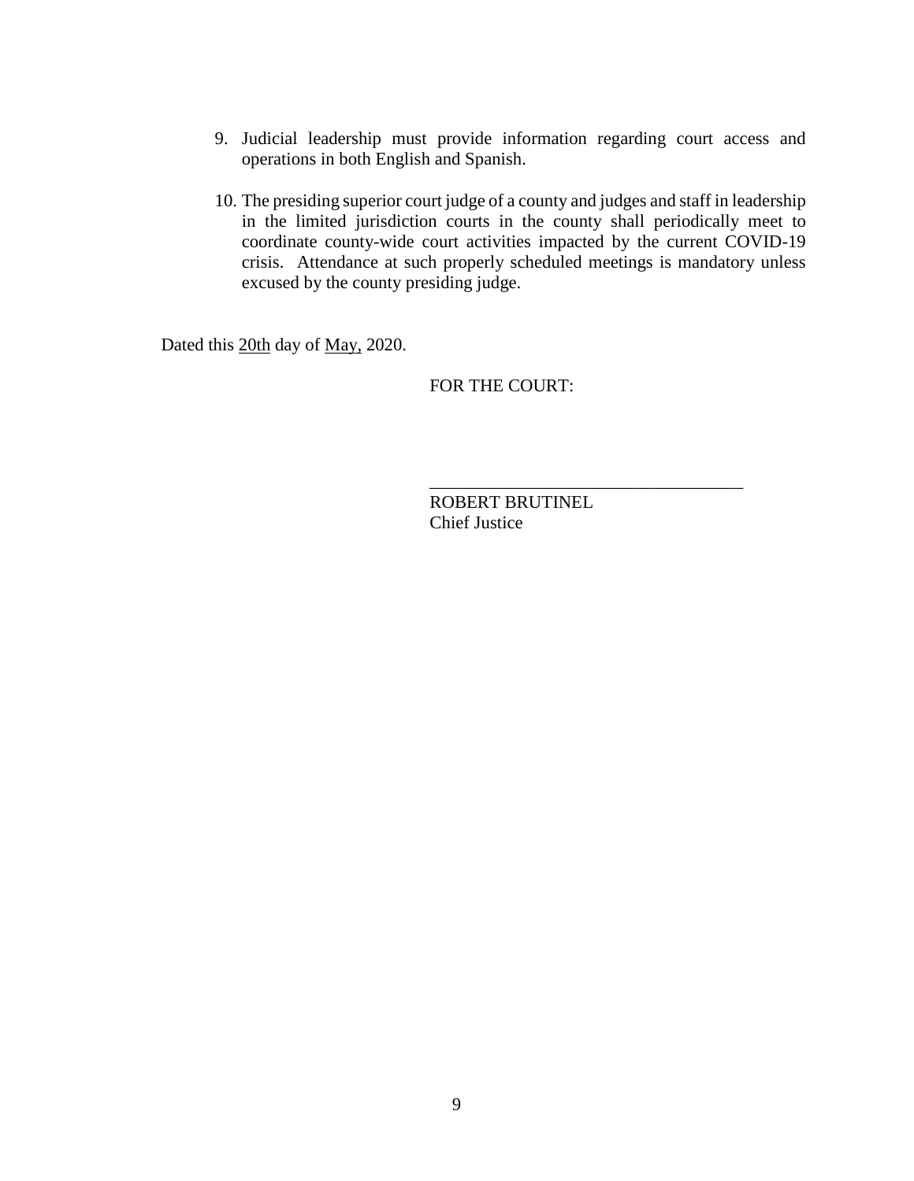9. Judicial leadership must provide information regarding court access and operations in both English and Spanish.

10. The presiding superior court judge of a county and judges and staff in leadership in the limited jurisdiction courts in the county shall periodically meet to coordinate county-wide court activities impacted by the current COVID-19 crisis. Attendance at such properly scheduled meetings is mandatory unless excused by the county presiding judge.

Dated this 20th day of May, 2020.

FOR THE COURT:

\_\_\_\_\_\_\_\_\_\_\_\_\_\_\_\_\_\_\_\_\_\_\_\_\_\_\_\_\_\_\_\_\_\_\_\_

ROBERT BRUTINEL
Chief Justice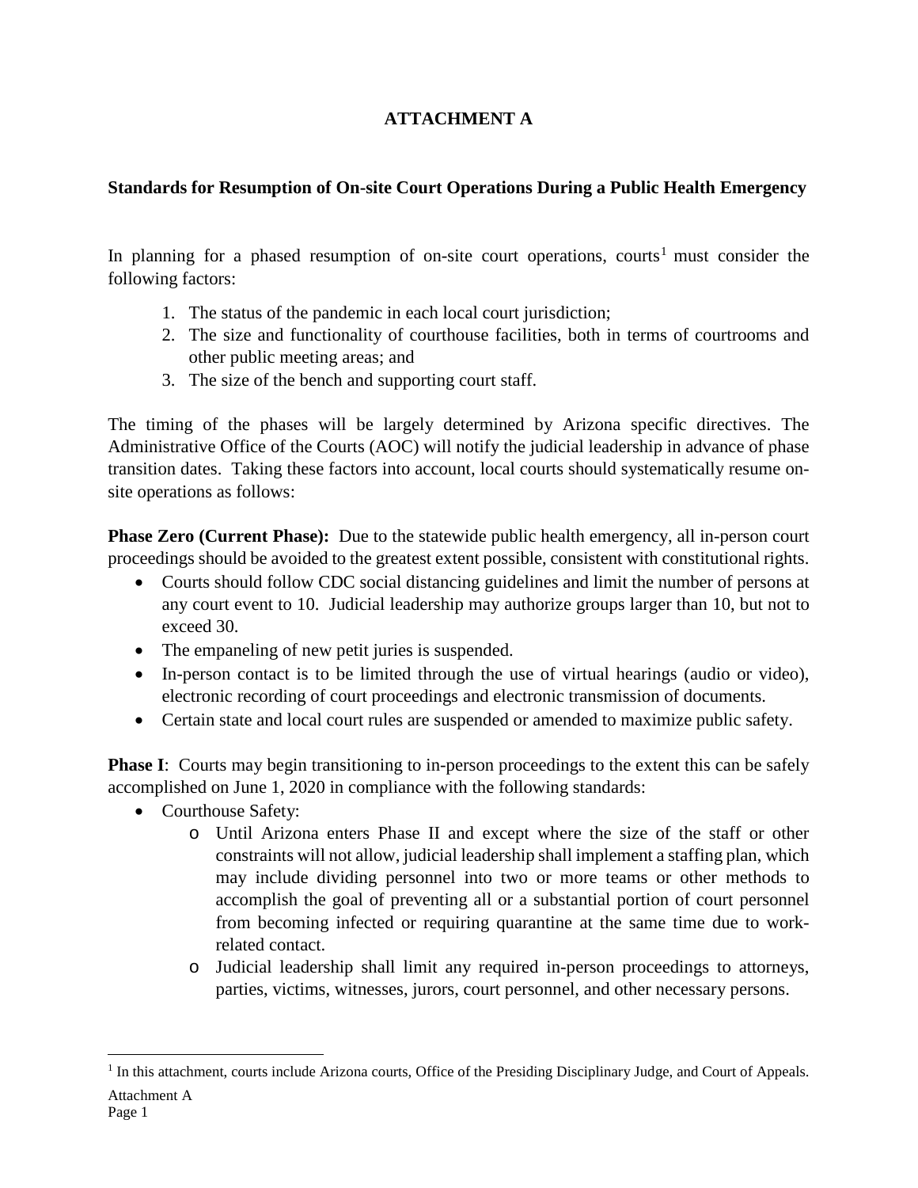# ATTACHMENT A

## Standards for Resumption of On-site Court Operations During a Public Health Emergency

In planning for a phased resumption of on-site court operations, courts[1] must consider the following factors:

1. The status of the pandemic in each local court jurisdiction;
2. The size and functionality of courthouse facilities, both in terms of courtrooms and other public meeting areas; and
3. The size of the bench and supporting court staff.

The timing of the phases will be largely determined by Arizona specific directives. The Administrative Office of the Courts (AOC) will notify the judicial leadership in advance of phase transition dates. Taking these factors into account, local courts should systematically resume on-site operations as follows:

**Phase Zero (Current Phase):** Due to the statewide public health emergency, all in-person court proceedings should be avoided to the greatest extent possible, consistent with constitutional rights.

- Courts should follow CDC social distancing guidelines and limit the number of persons at any court event to 10. Judicial leadership may authorize groups larger than 10, but not to exceed 30.
- The empaneling of new petit juries is suspended.
- In-person contact is to be limited through the use of virtual hearings (audio or video), electronic recording of court proceedings and electronic transmission of documents.
- Certain state and local court rules are suspended or amended to maximize public safety.

**Phase I**: Courts may begin transitioning to in-person proceedings to the extent this can be safely accomplished on June 1, 2020 in compliance with the following standards:

- Courthouse Safety:
  - Until Arizona enters Phase II and except where the size of the staff or other constraints will not allow, judicial leadership shall implement a staffing plan, which may include dividing personnel into two or more teams or other methods to accomplish the goal of preventing all or a substantial portion of court personnel from becoming infected or requiring quarantine at the same time due to work-related contact.
  - Judicial leadership shall limit any required in-person proceedings to attorneys, parties, victims, witnesses, jurors, court personnel, and other necessary persons.

[1] In this attachment, courts include Arizona courts, Office of the Presiding Disciplinary Judge, and Court of Appeals.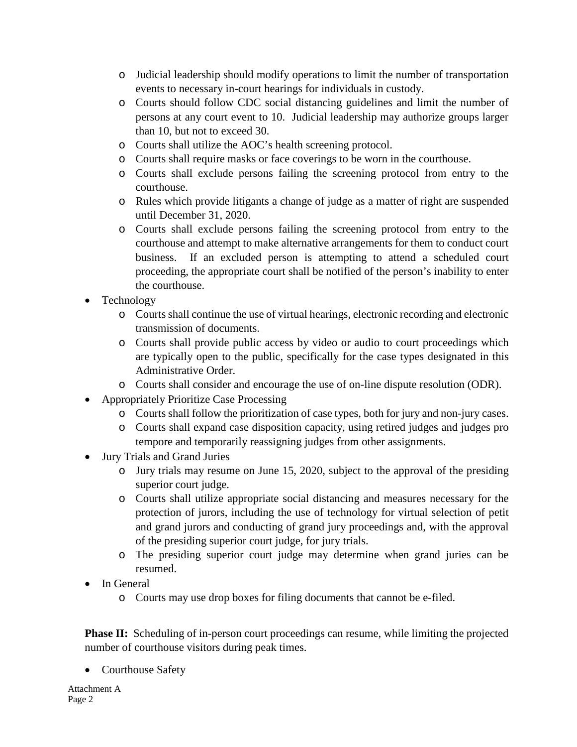- Judicial leadership should modify operations to limit the number of transportation events to necessary in-court hearings for individuals in custody.
  - Courts should follow CDC social distancing guidelines and limit the number of persons at any court event to 10. Judicial leadership may authorize groups larger than 10, but not to exceed 30.
  - Courts shall utilize the AOC's health screening protocol.
  - Courts shall require masks or face coverings to be worn in the courthouse.
  - Courts shall exclude persons failing the screening protocol from entry to the courthouse.
  - Rules which provide litigants a change of judge as a matter of right are suspended until December 31, 2020.
  - Courts shall exclude persons failing the screening protocol from entry to the courthouse and attempt to make alternative arrangements for them to conduct court business. If an excluded person is attempting to attend a scheduled court proceeding, the appropriate court shall be notified of the person's inability to enter the courthouse.
- Technology
  - Courts shall continue the use of virtual hearings, electronic recording and electronic transmission of documents.
  - Courts shall provide public access by video or audio to court proceedings which are typically open to the public, specifically for the case types designated in this Administrative Order.
  - Courts shall consider and encourage the use of on-line dispute resolution (ODR).
- Appropriately Prioritize Case Processing
  - Courts shall follow the prioritization of case types, both for jury and non-jury cases.
  - Courts shall expand case disposition capacity, using retired judges and judges pro tempore and temporarily reassigning judges from other assignments.
- Jury Trials and Grand Juries
  - Jury trials may resume on June 15, 2020, subject to the approval of the presiding superior court judge.
  - Courts shall utilize appropriate social distancing and measures necessary for the protection of jurors, including the use of technology for virtual selection of petit and grand jurors and conducting of grand jury proceedings and, with the approval of the presiding superior court judge, for jury trials.
  - The presiding superior court judge may determine when grand juries can be resumed.
- In General
  - Courts may use drop boxes for filing documents that cannot be e-filed.

**Phase II:** Scheduling of in-person court proceedings can resume, while limiting the projected number of courthouse visitors during peak times.

- Courthouse Safety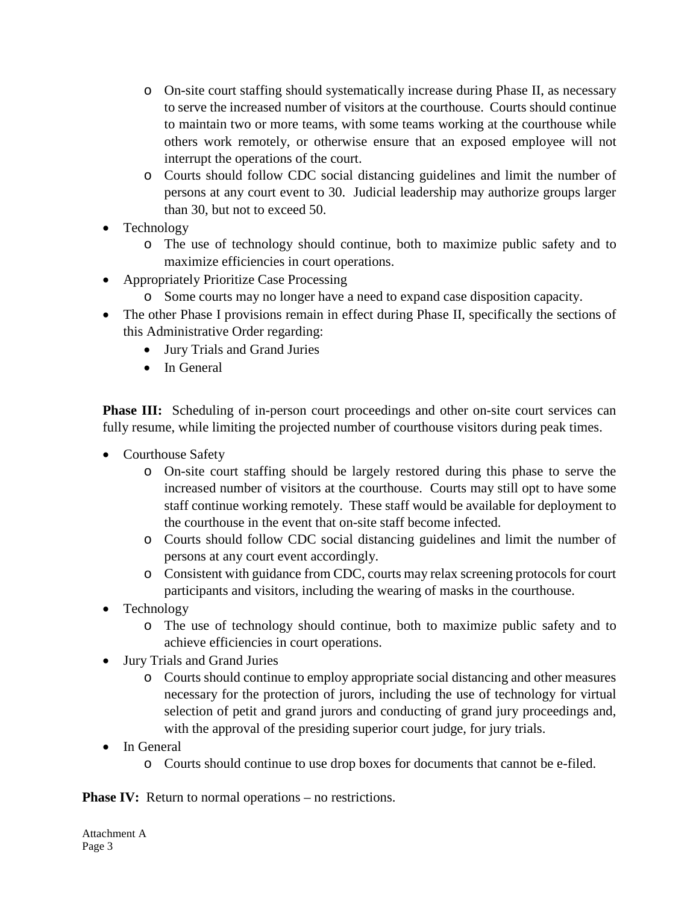- On-site court staffing should systematically increase during Phase II, as necessary to serve the increased number of visitors at the courthouse. Courts should continue to maintain two or more teams, with some teams working at the courthouse while others work remotely, or otherwise ensure that an exposed employee will not interrupt the operations of the court.
  - Courts should follow CDC social distancing guidelines and limit the number of persons at any court event to 30. Judicial leadership may authorize groups larger than 30, but not to exceed 50.
- Technology
  - The use of technology should continue, both to maximize public safety and to maximize efficiencies in court operations.
- Appropriately Prioritize Case Processing
  - Some courts may no longer have a need to expand case disposition capacity.
- The other Phase I provisions remain in effect during Phase II, specifically the sections of this Administrative Order regarding:
  - Jury Trials and Grand Juries
  - In General

**Phase III:** Scheduling of in-person court proceedings and other on-site court services can fully resume, while limiting the projected number of courthouse visitors during peak times.

- Courthouse Safety
  - On-site court staffing should be largely restored during this phase to serve the increased number of visitors at the courthouse. Courts may still opt to have some staff continue working remotely. These staff would be available for deployment to the courthouse in the event that on-site staff become infected.
  - Courts should follow CDC social distancing guidelines and limit the number of persons at any court event accordingly.
  - Consistent with guidance from CDC, courts may relax screening protocols for court participants and visitors, including the wearing of masks in the courthouse.
- Technology
  - The use of technology should continue, both to maximize public safety and to achieve efficiencies in court operations.
- Jury Trials and Grand Juries
  - Courts should continue to employ appropriate social distancing and other measures necessary for the protection of jurors, including the use of technology for virtual selection of petit and grand jurors and conducting of grand jury proceedings and, with the approval of the presiding superior court judge, for jury trials.
- In General
  - Courts should continue to use drop boxes for documents that cannot be e-filed.

**Phase IV:** Return to normal operations – no restrictions.